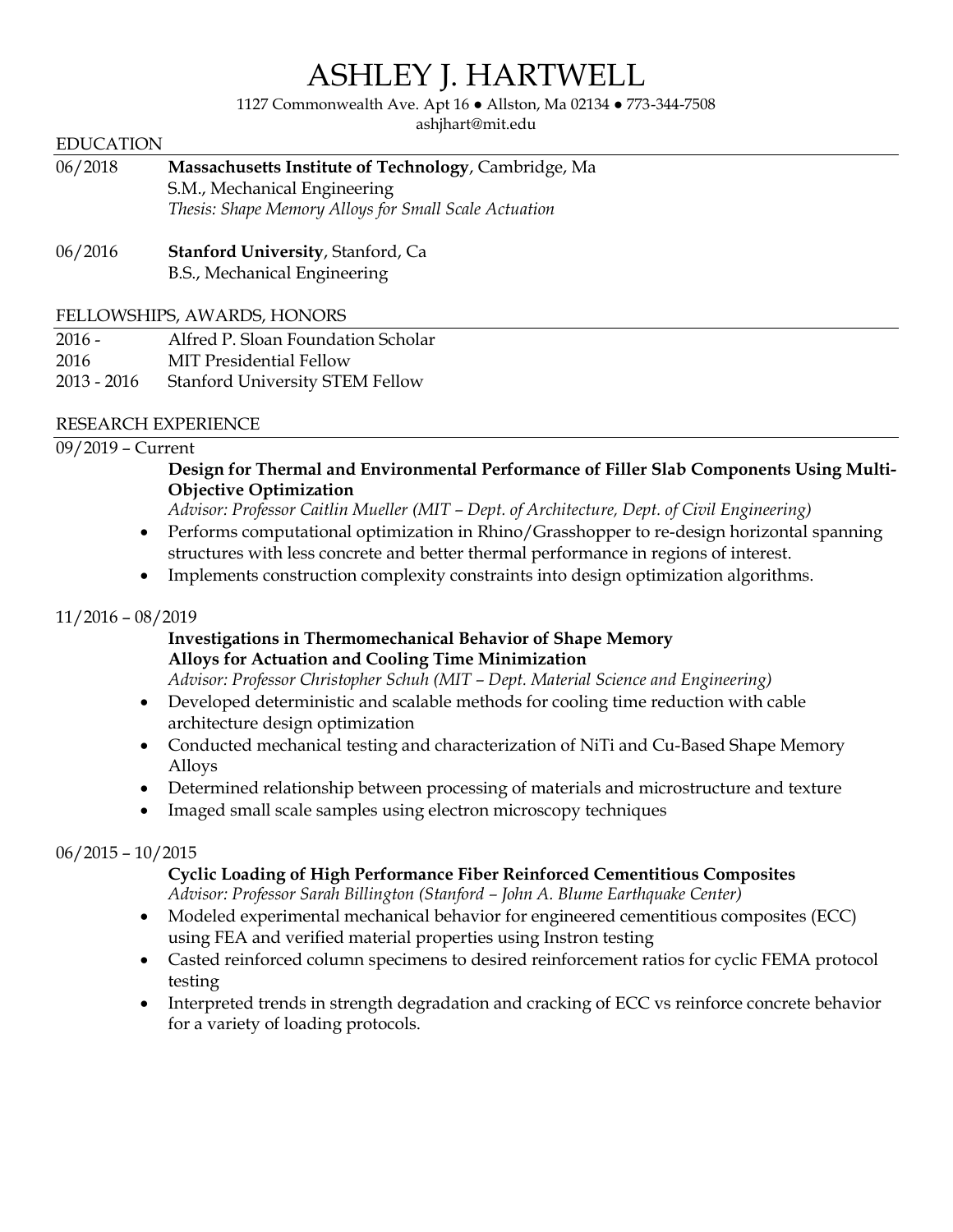# ASHLEY J. HARTWELL

1127 Commonwealth Ave. Apt 16 ● Allston, Ma 02134 ● 773-344-7508
ashjhart@mit.edu

## EDUCATION

06/2018 **Massachusetts Institute of Technology**, Cambridge, Ma
S.M., Mechanical Engineering
*Thesis: Shape Memory Alloys for Small Scale Actuation*

06/2016 **Stanford University**, Stanford, Ca
B.S., Mechanical Engineering

## FELLOWSHIPS, AWARDS, HONORS

| | |
|---|---|
| 2016 - | Alfred P. Sloan Foundation Scholar |
| 2016 | MIT Presidential Fellow |
| 2013 - 2016 | Stanford University STEM Fellow |

## RESEARCH EXPERIENCE

09/2019 – Current

**Design for Thermal and Environmental Performance of Filler Slab Components Using Multi-Objective Optimization**
*Advisor: Professor Caitlin Mueller (MIT – Dept. of Architecture, Dept. of Civil Engineering)*

- Performs computational optimization in Rhino/Grasshopper to re-design horizontal spanning structures with less concrete and better thermal performance in regions of interest.
- Implements construction complexity constraints into design optimization algorithms.

11/2016 – 08/2019

**Investigations in Thermomechanical Behavior of Shape Memory Alloys for Actuation and Cooling Time Minimization**
*Advisor: Professor Christopher Schuh (MIT – Dept. Material Science and Engineering)*

- Developed deterministic and scalable methods for cooling time reduction with cable architecture design optimization
- Conducted mechanical testing and characterization of NiTi and Cu-Based Shape Memory Alloys
- Determined relationship between processing of materials and microstructure and texture
- Imaged small scale samples using electron microscopy techniques

06/2015 – 10/2015

**Cyclic Loading of High Performance Fiber Reinforced Cementitious Composites**
*Advisor: Professor Sarah Billington (Stanford – John A. Blume Earthquake Center)*

- Modeled experimental mechanical behavior for engineered cementitious composites (ECC) using FEA and verified material properties using Instron testing
- Casted reinforced column specimens to desired reinforcement ratios for cyclic FEMA protocol testing
- Interpreted trends in strength degradation and cracking of ECC vs reinforce concrete behavior for a variety of loading protocols.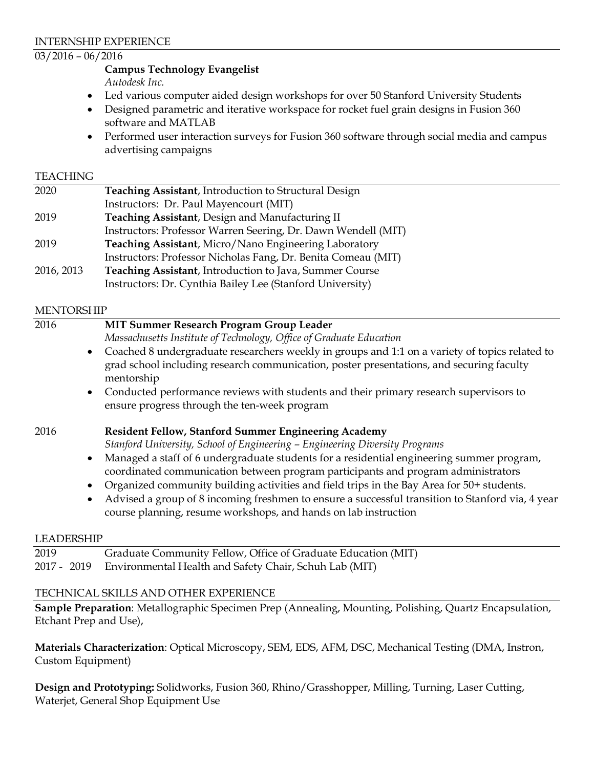## INTERNSHIP EXPERIENCE

03/2016 – 06/2016

**Campus Technology Evangelist**
*Autodesk Inc.*

- Led various computer aided design workshops for over 50 Stanford University Students
- Designed parametric and iterative workspace for rocket fuel grain designs in Fusion 360 software and MATLAB
- Performed user interaction surveys for Fusion 360 software through social media and campus advertising campaigns

## TEACHING

| | |
|---|---|
| 2020 | **Teaching Assistant**, Introduction to Structural Design<br>Instructors: Dr. Paul Mayencourt (MIT) |
| 2019 | **Teaching Assistant**, Design and Manufacturing II<br>Instructors: Professor Warren Seering, Dr. Dawn Wendell (MIT) |
| 2019 | **Teaching Assistant**, Micro/Nano Engineering Laboratory<br>Instructors: Professor Nicholas Fang, Dr. Benita Comeau (MIT) |
| 2016, 2013 | **Teaching Assistant**, Introduction to Java, Summer Course<br>Instructors: Dr. Cynthia Bailey Lee (Stanford University) |

## MENTORSHIP

2016 **MIT Summer Research Program Group Leader**
*Massachusetts Institute of Technology, Office of Graduate Education*

- Coached 8 undergraduate researchers weekly in groups and 1:1 on a variety of topics related to grad school including research communication, poster presentations, and securing faculty mentorship
- Conducted performance reviews with students and their primary research supervisors to ensure progress through the ten-week program

2016 **Resident Fellow, Stanford Summer Engineering Academy**
*Stanford University, School of Engineering – Engineering Diversity Programs*

- Managed a staff of 6 undergraduate students for a residential engineering summer program, coordinated communication between program participants and program administrators
- Organized community building activities and field trips in the Bay Area for 50+ students.
- Advised a group of 8 incoming freshmen to ensure a successful transition to Stanford via, 4 year course planning, resume workshops, and hands on lab instruction

## LEADERSHIP

| | |
|---|---|
| 2019 | Graduate Community Fellow, Office of Graduate Education (MIT) |
| 2017 - 2019 | Environmental Health and Safety Chair, Schuh Lab (MIT) |

## TECHNICAL SKILLS AND OTHER EXPERIENCE

**Sample Preparation**: Metallographic Specimen Prep (Annealing, Mounting, Polishing, Quartz Encapsulation, Etchant Prep and Use),

**Materials Characterization**: Optical Microscopy, SEM, EDS, AFM, DSC, Mechanical Testing (DMA, Instron, Custom Equipment)

**Design and Prototyping:** Solidworks, Fusion 360, Rhino/Grasshopper, Milling, Turning, Laser Cutting, Waterjet, General Shop Equipment Use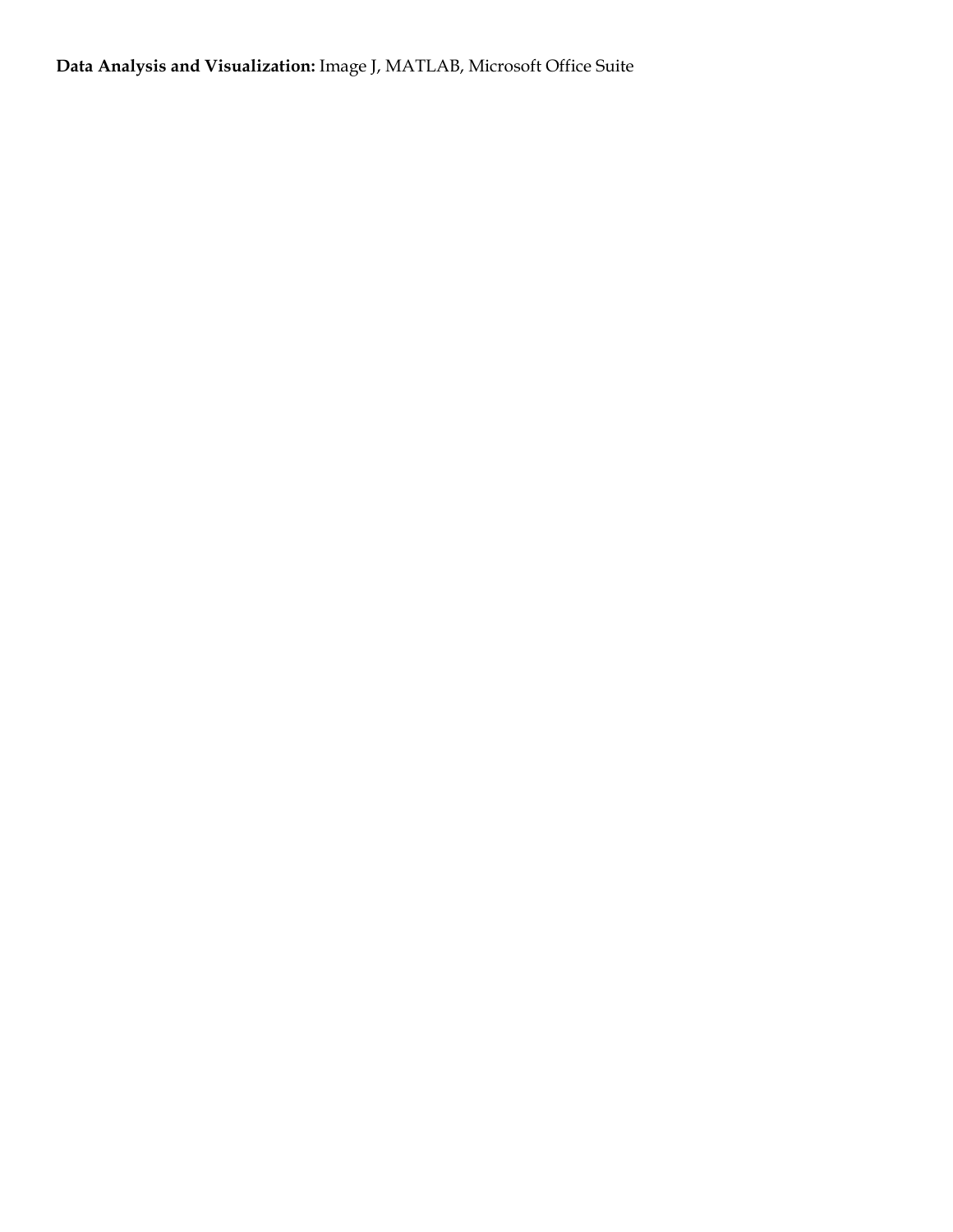**Data Analysis and Visualization:** Image J, MATLAB, Microsoft Office Suite